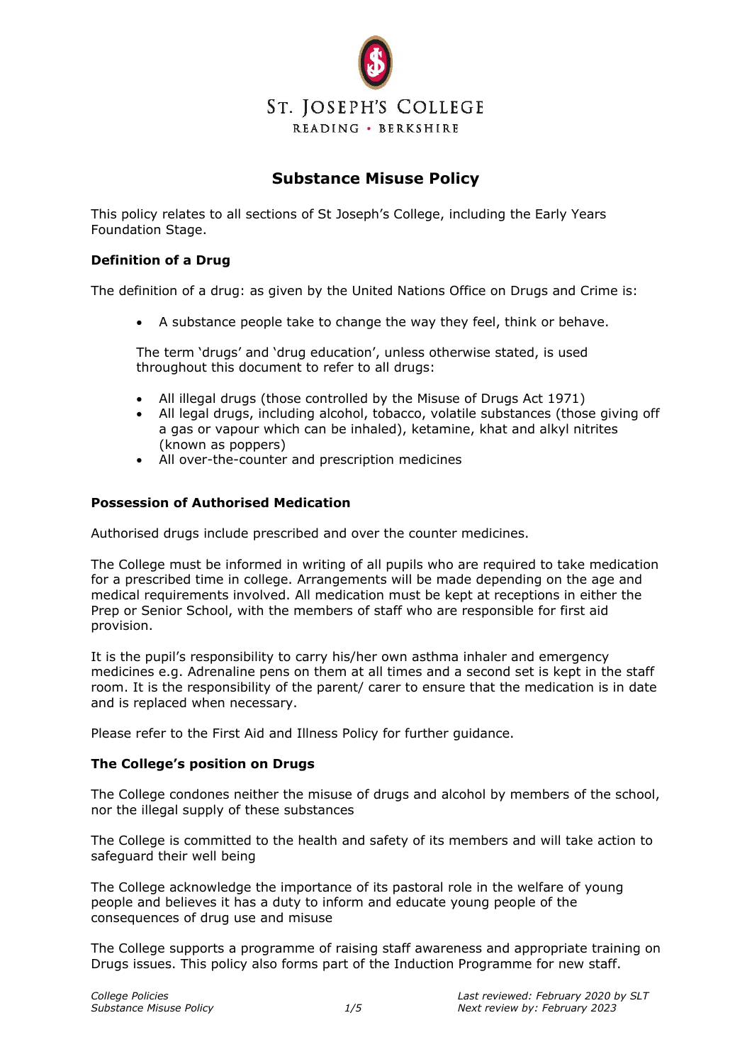ST. JOSEPH'S COLLEGE

READING • BERKSHIRE

# Substance Misuse Policy

This policy relates to all sections of St Joseph's College, including the Early Years Foundation Stage.

### Definition of a Drug

The definition of a drug: as given by the United Nations Office on Drugs and Crime is:

- A substance people take to change the way they feel, think or behave.

The term 'drugs' and 'drug education', unless otherwise stated, is used throughout this document to refer to all drugs:

- All illegal drugs (those controlled by the Misuse of Drugs Act 1971)
- All legal drugs, including alcohol, tobacco, volatile substances (those giving off a gas or vapour which can be inhaled), ketamine, khat and alkyl nitrites (known as poppers)
- All over-the-counter and prescription medicines

### Possession of Authorised Medication

Authorised drugs include prescribed and over the counter medicines.

The College must be informed in writing of all pupils who are required to take medication for a prescribed time in college. Arrangements will be made depending on the age and medical requirements involved. All medication must be kept at receptions in either the Prep or Senior School, with the members of staff who are responsible for first aid provision.

It is the pupil's responsibility to carry his/her own asthma inhaler and emergency medicines e.g. Adrenaline pens on them at all times and a second set is kept in the staff room. It is the responsibility of the parent/ carer to ensure that the medication is in date and is replaced when necessary.

Please refer to the First Aid and Illness Policy for further guidance.

### The College's position on Drugs

The College condones neither the misuse of drugs and alcohol by members of the school, nor the illegal supply of these substances

The College is committed to the health and safety of its members and will take action to safeguard their well being

The College acknowledge the importance of its pastoral role in the welfare of young people and believes it has a duty to inform and educate young people of the consequences of drug use and misuse

The College supports a programme of raising staff awareness and appropriate training on Drugs issues. This policy also forms part of the Induction Programme for new staff.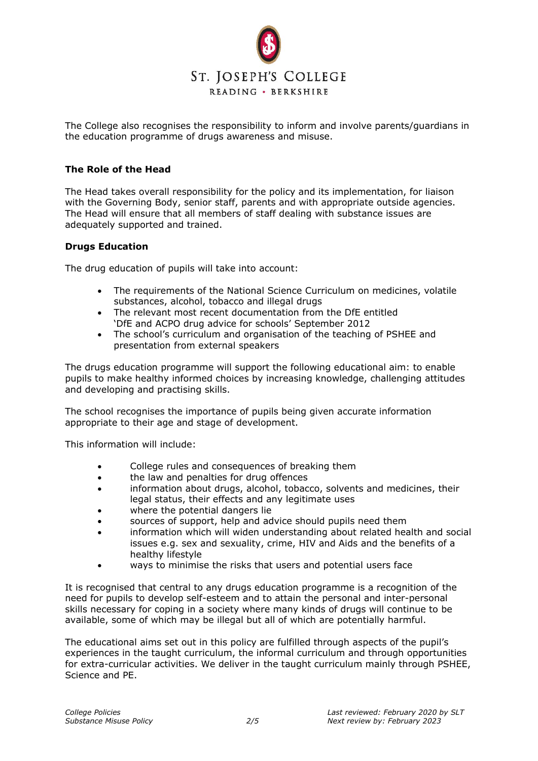The College also recognises the responsibility to inform and involve parents/guardians in the education programme of drugs awareness and misuse.

**The Role of the Head**

The Head takes overall responsibility for the policy and its implementation, for liaison with the Governing Body, senior staff, parents and with appropriate outside agencies. The Head will ensure that all members of staff dealing with substance issues are adequately supported and trained.

**Drugs Education**

The drug education of pupils will take into account:

- The requirements of the National Science Curriculum on medicines, volatile substances, alcohol, tobacco and illegal drugs
- The relevant most recent documentation from the DfE entitled 'DfE and ACPO drug advice for schools' September 2012
- The school's curriculum and organisation of the teaching of PSHEE and presentation from external speakers

The drugs education programme will support the following educational aim: to enable pupils to make healthy informed choices by increasing knowledge, challenging attitudes and developing and practising skills.

The school recognises the importance of pupils being given accurate information appropriate to their age and stage of development.

This information will include:

- College rules and consequences of breaking them
- the law and penalties for drug offences
- information about drugs, alcohol, tobacco, solvents and medicines, their legal status, their effects and any legitimate uses
- where the potential dangers lie
- sources of support, help and advice should pupils need them
- information which will widen understanding about related health and social issues e.g. sex and sexuality, crime, HIV and Aids and the benefits of a healthy lifestyle
- ways to minimise the risks that users and potential users face

It is recognised that central to any drugs education programme is a recognition of the need for pupils to develop self-esteem and to attain the personal and inter-personal skills necessary for coping in a society where many kinds of drugs will continue to be available, some of which may be illegal but all of which are potentially harmful.

The educational aims set out in this policy are fulfilled through aspects of the pupil's experiences in the taught curriculum, the informal curriculum and through opportunities for extra-curricular activities. We deliver in the taught curriculum mainly through PSHEE, Science and PE.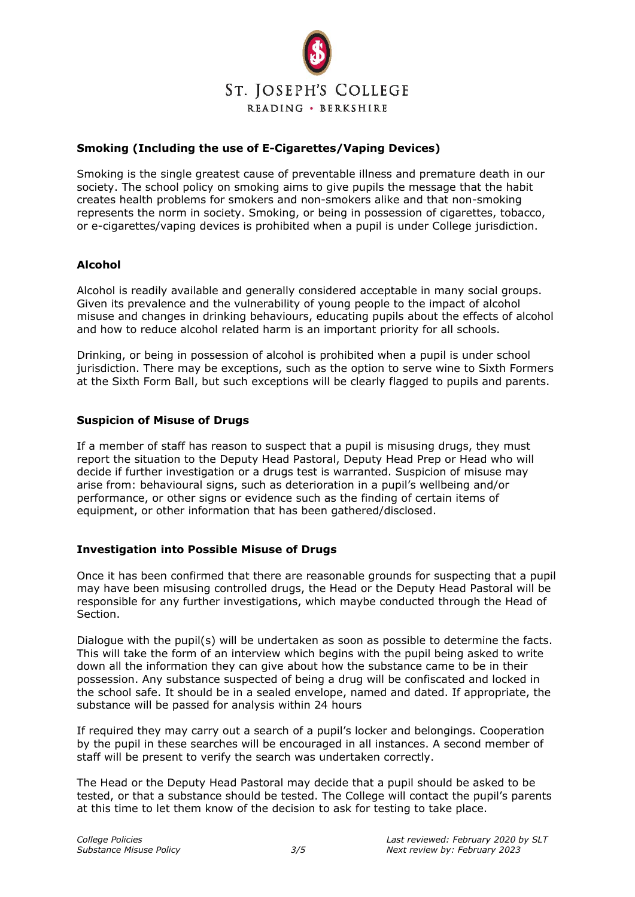## Smoking (Including the use of E-Cigarettes/Vaping Devices)

Smoking is the single greatest cause of preventable illness and premature death in our society. The school policy on smoking aims to give pupils the message that the habit creates health problems for smokers and non-smokers alike and that non-smoking represents the norm in society. Smoking, or being in possession of cigarettes, tobacco, or e-cigarettes/vaping devices is prohibited when a pupil is under College jurisdiction.

## Alcohol

Alcohol is readily available and generally considered acceptable in many social groups. Given its prevalence and the vulnerability of young people to the impact of alcohol misuse and changes in drinking behaviours, educating pupils about the effects of alcohol and how to reduce alcohol related harm is an important priority for all schools.

Drinking, or being in possession of alcohol is prohibited when a pupil is under school jurisdiction. There may be exceptions, such as the option to serve wine to Sixth Formers at the Sixth Form Ball, but such exceptions will be clearly flagged to pupils and parents.

## Suspicion of Misuse of Drugs

If a member of staff has reason to suspect that a pupil is misusing drugs, they must report the situation to the Deputy Head Pastoral, Deputy Head Prep or Head who will decide if further investigation or a drugs test is warranted. Suspicion of misuse may arise from: behavioural signs, such as deterioration in a pupil's wellbeing and/or performance, or other signs or evidence such as the finding of certain items of equipment, or other information that has been gathered/disclosed.

## Investigation into Possible Misuse of Drugs

Once it has been confirmed that there are reasonable grounds for suspecting that a pupil may have been misusing controlled drugs, the Head or the Deputy Head Pastoral will be responsible for any further investigations, which maybe conducted through the Head of Section.

Dialogue with the pupil(s) will be undertaken as soon as possible to determine the facts. This will take the form of an interview which begins with the pupil being asked to write down all the information they can give about how the substance came to be in their possession. Any substance suspected of being a drug will be confiscated and locked in the school safe. It should be in a sealed envelope, named and dated. If appropriate, the substance will be passed for analysis within 24 hours

If required they may carry out a search of a pupil's locker and belongings. Cooperation by the pupil in these searches will be encouraged in all instances. A second member of staff will be present to verify the search was undertaken correctly.

The Head or the Deputy Head Pastoral may decide that a pupil should be asked to be tested, or that a substance should be tested. The College will contact the pupil's parents at this time to let them know of the decision to ask for testing to take place.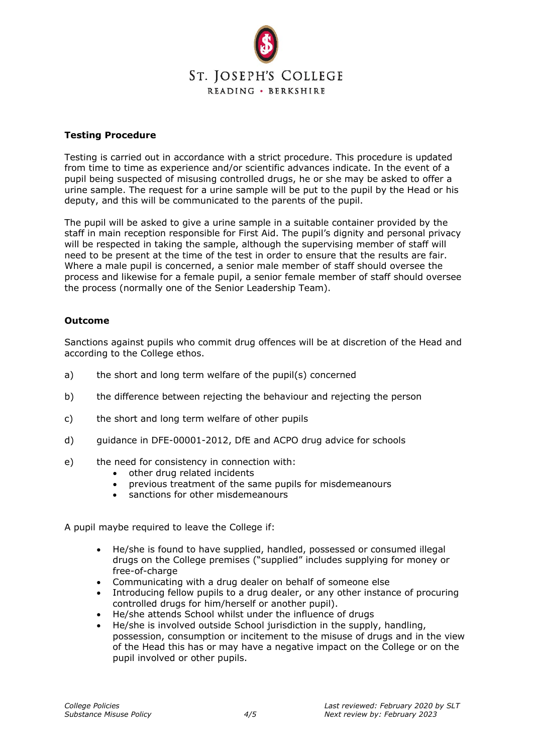**Testing Procedure**

Testing is carried out in accordance with a strict procedure. This procedure is updated from time to time as experience and/or scientific advances indicate. In the event of a pupil being suspected of misusing controlled drugs, he or she may be asked to offer a urine sample. The request for a urine sample will be put to the pupil by the Head or his deputy, and this will be communicated to the parents of the pupil.

The pupil will be asked to give a urine sample in a suitable container provided by the staff in main reception responsible for First Aid. The pupil's dignity and personal privacy will be respected in taking the sample, although the supervising member of staff will need to be present at the time of the test in order to ensure that the results are fair. Where a male pupil is concerned, a senior male member of staff should oversee the process and likewise for a female pupil, a senior female member of staff should oversee the process (normally one of the Senior Leadership Team).

**Outcome**

Sanctions against pupils who commit drug offences will be at discretion of the Head and according to the College ethos.

a) the short and long term welfare of the pupil(s) concerned

b) the difference between rejecting the behaviour and rejecting the person

c) the short and long term welfare of other pupils

d) guidance in DFE-00001-2012, DfE and ACPO drug advice for schools

e) the need for consistency in connection with:
- other drug related incidents
- previous treatment of the same pupils for misdemeanours
- sanctions for other misdemeanours

A pupil maybe required to leave the College if:

- He/she is found to have supplied, handled, possessed or consumed illegal drugs on the College premises ("supplied" includes supplying for money or free-of-charge
- Communicating with a drug dealer on behalf of someone else
- Introducing fellow pupils to a drug dealer, or any other instance of procuring controlled drugs for him/herself or another pupil).
- He/she attends School whilst under the influence of drugs
- He/she is involved outside School jurisdiction in the supply, handling, possession, consumption or incitement to the misuse of drugs and in the view of the Head this has or may have a negative impact on the College or on the pupil involved or other pupils.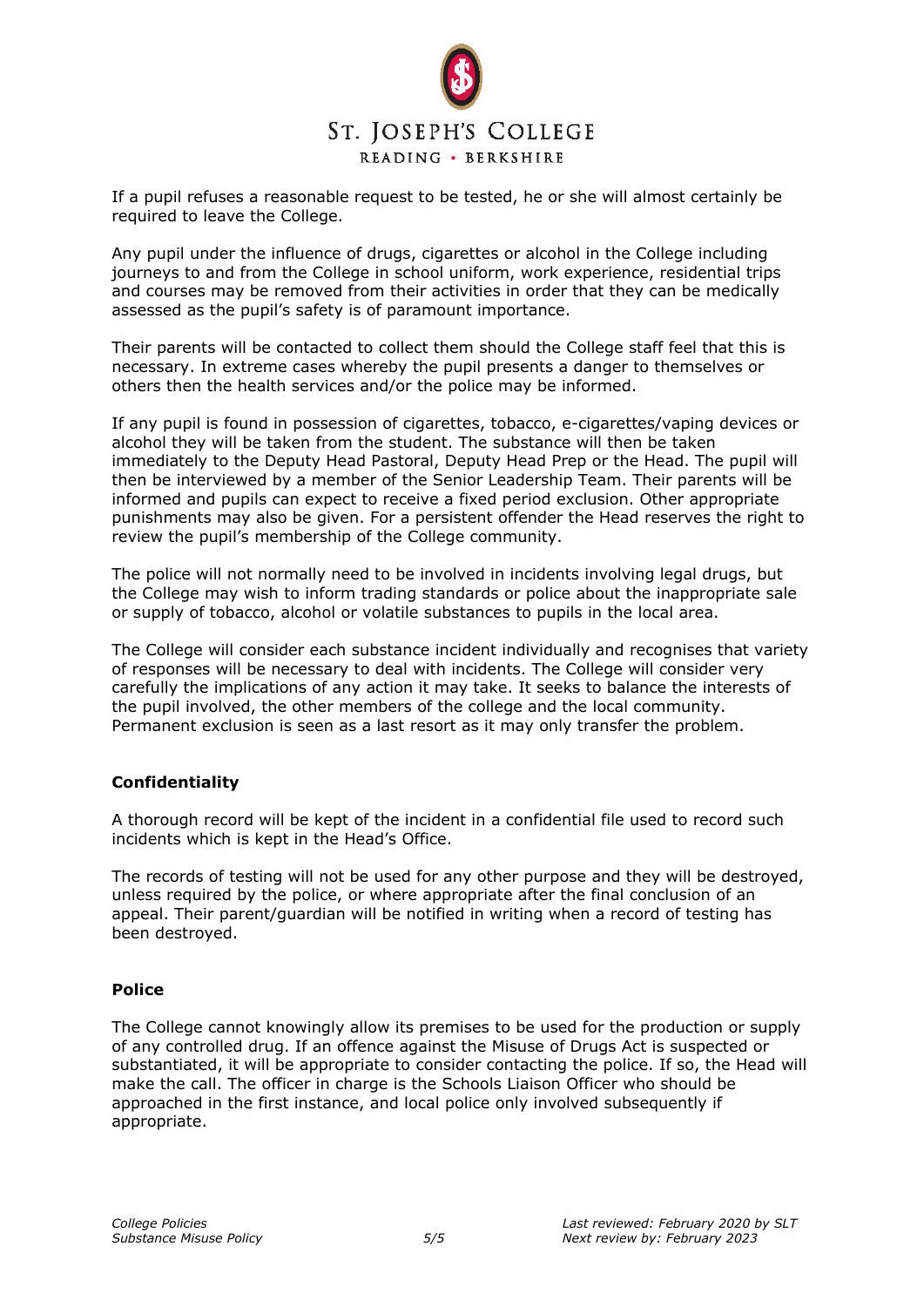If a pupil refuses a reasonable request to be tested, he or she will almost certainly be required to leave the College.

Any pupil under the influence of drugs, cigarettes or alcohol in the College including journeys to and from the College in school uniform, work experience, residential trips and courses may be removed from their activities in order that they can be medically assessed as the pupil's safety is of paramount importance.

Their parents will be contacted to collect them should the College staff feel that this is necessary. In extreme cases whereby the pupil presents a danger to themselves or others then the health services and/or the police may be informed.

If any pupil is found in possession of cigarettes, tobacco, e-cigarettes/vaping devices or alcohol they will be taken from the student. The substance will then be taken immediately to the Deputy Head Pastoral, Deputy Head Prep or the Head. The pupil will then be interviewed by a member of the Senior Leadership Team. Their parents will be informed and pupils can expect to receive a fixed period exclusion. Other appropriate punishments may also be given. For a persistent offender the Head reserves the right to review the pupil's membership of the College community.

The police will not normally need to be involved in incidents involving legal drugs, but the College may wish to inform trading standards or police about the inappropriate sale or supply of tobacco, alcohol or volatile substances to pupils in the local area.

The College will consider each substance incident individually and recognises that variety of responses will be necessary to deal with incidents. The College will consider very carefully the implications of any action it may take. It seeks to balance the interests of the pupil involved, the other members of the college and the local community. Permanent exclusion is seen as a last resort as it may only transfer the problem.

**Confidentiality**

A thorough record will be kept of the incident in a confidential file used to record such incidents which is kept in the Head's Office.

The records of testing will not be used for any other purpose and they will be destroyed, unless required by the police, or where appropriate after the final conclusion of an appeal. Their parent/guardian will be notified in writing when a record of testing has been destroyed.

**Police**

The College cannot knowingly allow its premises to be used for the production or supply of any controlled drug. If an offence against the Misuse of Drugs Act is suspected or substantiated, it will be appropriate to consider contacting the police. If so, the Head will make the call. The officer in charge is the Schools Liaison Officer who should be approached in the first instance, and local police only involved subsequently if appropriate.